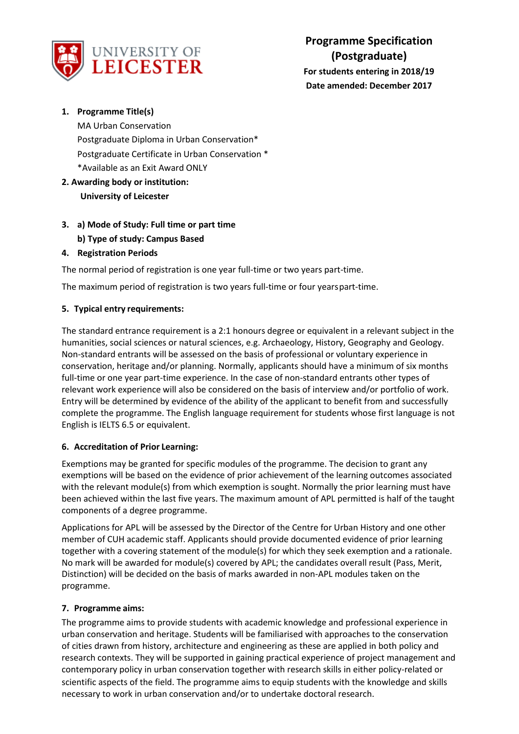UNIVERSITY OF LEICESTER

# Programme Specification (Postgraduate)

**For students entering in 2018/19**

**Date amended: December 2017**

1. **Programme Title(s)**

   MA Urban Conservation

   Postgraduate Diploma in Urban Conservation*

   Postgraduate Certificate in Urban Conservation *

   *Available as an Exit Award ONLY

2. **Awarding body or institution:**

   **University of Leicester**

3. **a) Mode of Study: Full time or part time**

   **b) Type of study: Campus Based**

4. **Registration Periods**

The normal period of registration is one year full-time or two years part-time.

The maximum period of registration is two years full-time or four years part-time.

**5. Typical entry requirements:**

The standard entrance requirement is a 2:1 honours degree or equivalent in a relevant subject in the humanities, social sciences or natural sciences, e.g. Archaeology, History, Geography and Geology. Non-standard entrants will be assessed on the basis of professional or voluntary experience in conservation, heritage and/or planning. Normally, applicants should have a minimum of six months full-time or one year part-time experience. In the case of non-standard entrants other types of relevant work experience will also be considered on the basis of interview and/or portfolio of work. Entry will be determined by evidence of the ability of the applicant to benefit from and successfully complete the programme. The English language requirement for students whose first language is not English is IELTS 6.5 or equivalent.

**6. Accreditation of Prior Learning:**

Exemptions may be granted for specific modules of the programme. The decision to grant any exemptions will be based on the evidence of prior achievement of the learning outcomes associated with the relevant module(s) from which exemption is sought. Normally the prior learning must have been achieved within the last five years. The maximum amount of APL permitted is half of the taught components of a degree programme.

Applications for APL will be assessed by the Director of the Centre for Urban History and one other member of CUH academic staff. Applicants should provide documented evidence of prior learning together with a covering statement of the module(s) for which they seek exemption and a rationale. No mark will be awarded for module(s) covered by APL; the candidates overall result (Pass, Merit, Distinction) will be decided on the basis of marks awarded in non-APL modules taken on the programme.

**7. Programme aims:**

The programme aims to provide students with academic knowledge and professional experience in urban conservation and heritage. Students will be familiarised with approaches to the conservation of cities drawn from history, architecture and engineering as these are applied in both policy and research contexts. They will be supported in gaining practical experience of project management and contemporary policy in urban conservation together with research skills in either policy-related or scientific aspects of the field. The programme aims to equip students with the knowledge and skills necessary to work in urban conservation and/or to undertake doctoral research.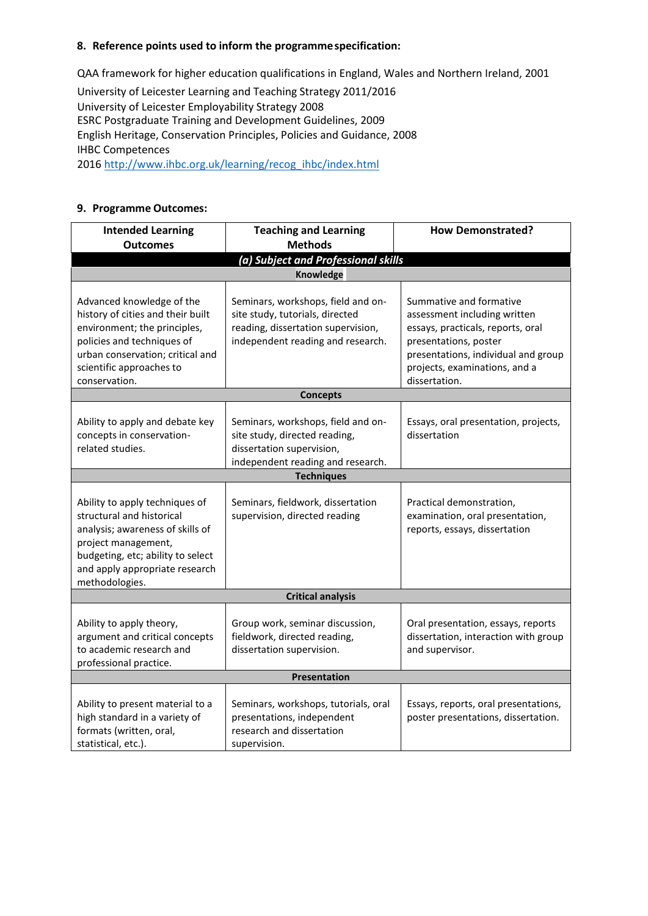## 8. Reference points used to inform the programme specification:

QAA framework for higher education qualifications in England, Wales and Northern Ireland, 2001
University of Leicester Learning and Teaching Strategy 2011/2016
University of Leicester Employability Strategy 2008
ESRC Postgraduate Training and Development Guidelines, 2009
English Heritage, Conservation Principles, Policies and Guidance, 2008
IHBC Competences
2016 [http://www.ihbc.org.uk/learning/recog_ihbc/index.html](http://www.ihbc.org.uk/learning/recog_ihbc/index.html)

## 9. Programme Outcomes:

| Intended Learning Outcomes | Teaching and Learning Methods | How Demonstrated? |
|---|---|---|
| ***(a) Subject and Professional skills*** | | |
| **Knowledge** | | |
| Advanced knowledge of the history of cities and their built environment; the principles, policies and techniques of urban conservation; critical and scientific approaches to conservation. | Seminars, workshops, field and on-site study, tutorials, directed reading, dissertation supervision, independent reading and research. | Summative and formative assessment including written essays, practicals, reports, oral presentations, poster presentations, individual and group projects, examinations, and a dissertation. |
| **Concepts** | | |
| Ability to apply and debate key concepts in conservation-related studies. | Seminars, workshops, field and on-site study, directed reading, dissertation supervision, independent reading and research. | Essays, oral presentation, projects, dissertation |
| **Techniques** | | |
| Ability to apply techniques of structural and historical analysis; awareness of skills of project management, budgeting, etc; ability to select and apply appropriate research methodologies. | Seminars, fieldwork, dissertation supervision, directed reading | Practical demonstration, examination, oral presentation, reports, essays, dissertation |
| **Critical analysis** | | |
| Ability to apply theory, argument and critical concepts to academic research and professional practice. | Group work, seminar discussion, fieldwork, directed reading, dissertation supervision. | Oral presentation, essays, reports dissertation, interaction with group and supervisor. |
| **Presentation** | | |
| Ability to present material to a high standard in a variety of formats (written, oral, statistical, etc.). | Seminars, workshops, tutorials, oral presentations, independent research and dissertation supervision. | Essays, reports, oral presentations, poster presentations, dissertation. |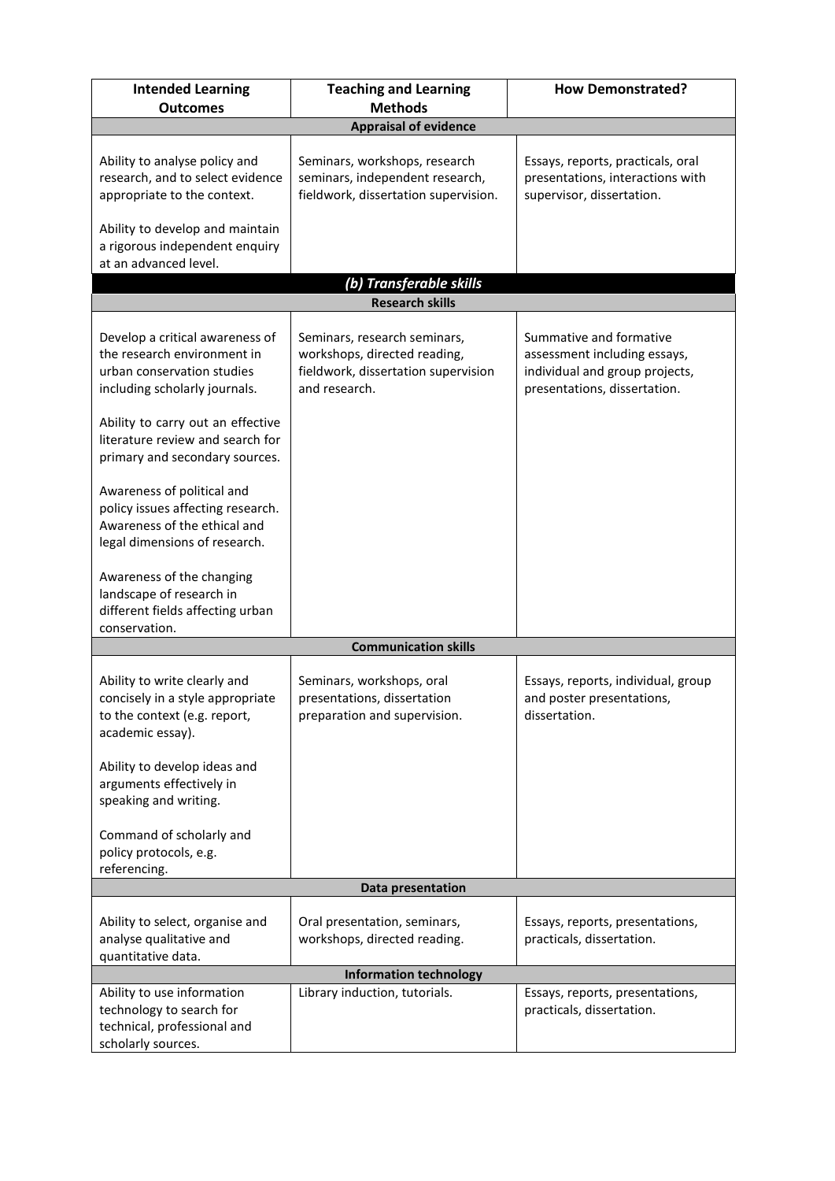| Intended Learning Outcomes | Teaching and Learning Methods | How Demonstrated? |
|---|---|---|
| **Appraisal of evidence** | | |
| Ability to analyse policy and research, and to select evidence appropriate to the context.<br><br>Ability to develop and maintain a rigorous independent enquiry at an advanced level. | Seminars, workshops, research seminars, independent research, fieldwork, dissertation supervision. | Essays, reports, practicals, oral presentations, interactions with supervisor, dissertation. |
| ***(b) Transferable skills*** | | |
| **Research skills** | | |
| Develop a critical awareness of the research environment in urban conservation studies including scholarly journals.<br><br>Ability to carry out an effective literature review and search for primary and secondary sources.<br><br>Awareness of political and policy issues affecting research. Awareness of the ethical and legal dimensions of research.<br><br>Awareness of the changing landscape of research in different fields affecting urban conservation. | Seminars, research seminars, workshops, directed reading, fieldwork, dissertation supervision and research. | Summative and formative assessment including essays, individual and group projects, presentations, dissertation. |
| **Communication skills** | | |
| Ability to write clearly and concisely in a style appropriate to the context (e.g. report, academic essay).<br><br>Ability to develop ideas and arguments effectively in speaking and writing.<br><br>Command of scholarly and policy protocols, e.g. referencing. | Seminars, workshops, oral presentations, dissertation preparation and supervision. | Essays, reports, individual, group and poster presentations, dissertation. |
| **Data presentation** | | |
| Ability to select, organise and analyse qualitative and quantitative data. | Oral presentation, seminars, workshops, directed reading. | Essays, reports, presentations, practicals, dissertation. |
| **Information technology** | | |
| Ability to use information technology to search for technical, professional and scholarly sources. | Library induction, tutorials. | Essays, reports, presentations, practicals, dissertation. |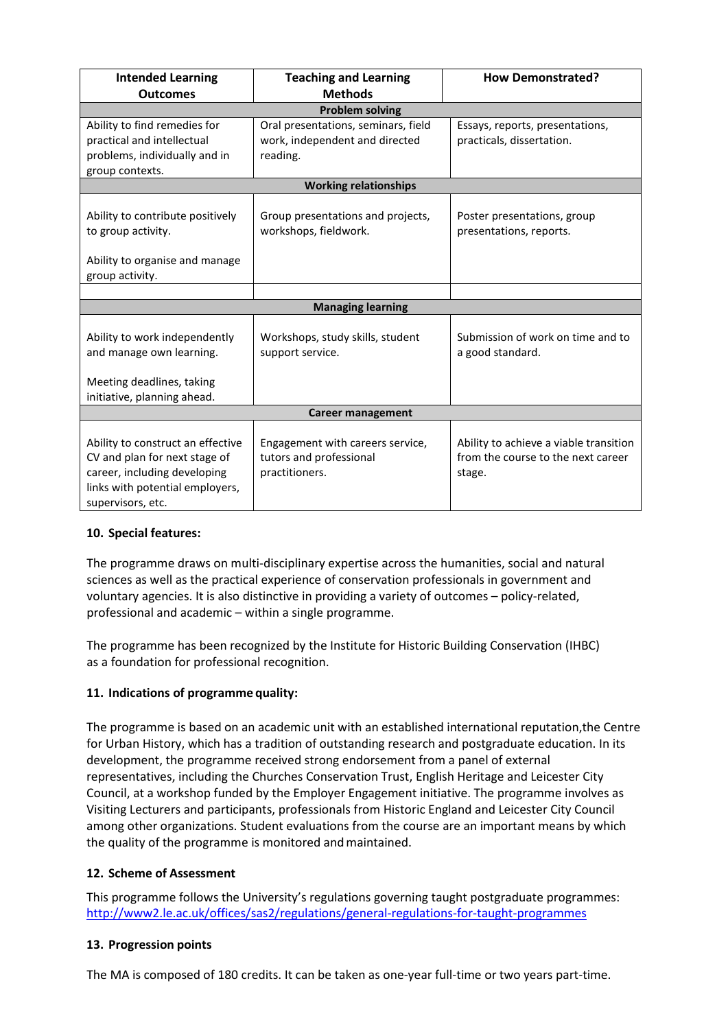| Intended Learning Outcomes | Teaching and Learning Methods | How Demonstrated? |
| --- | --- | --- |
| **Problem solving** | | |
| Ability to find remedies for practical and intellectual problems, individually and in group contexts. | Oral presentations, seminars, field work, independent and directed reading. | Essays, reports, presentations, practicals, dissertation. |
| **Working relationships** | | |
| Ability to contribute positively to group activity.<br><br>Ability to organise and manage group activity. | Group presentations and projects, workshops, fieldwork. | Poster presentations, group presentations, reports. |
| | | |
| **Managing learning** | | |
| Ability to work independently and manage own learning.<br><br>Meeting deadlines, taking initiative, planning ahead. | Workshops, study skills, student support service. | Submission of work on time and to a good standard. |
| **Career management** | | |
| Ability to construct an effective CV and plan for next stage of career, including developing links with potential employers, supervisors, etc. | Engagement with careers service, tutors and professional practitioners. | Ability to achieve a viable transition from the course to the next career stage. |

### 10. Special features:

The programme draws on multi-disciplinary expertise across the humanities, social and natural sciences as well as the practical experience of conservation professionals in government and voluntary agencies. It is also distinctive in providing a variety of outcomes – policy-related, professional and academic – within a single programme.

The programme has been recognized by the Institute for Historic Building Conservation (IHBC) as a foundation for professional recognition.

### 11. Indications of programme quality:

The programme is based on an academic unit with an established international reputation,the Centre for Urban History, which has a tradition of outstanding research and postgraduate education. In its development, the programme received strong endorsement from a panel of external representatives, including the Churches Conservation Trust, English Heritage and Leicester City Council, at a workshop funded by the Employer Engagement initiative. The programme involves as Visiting Lecturers and participants, professionals from Historic England and Leicester City Council among other organizations. Student evaluations from the course are an important means by which the quality of the programme is monitored and maintained.

### 12. Scheme of Assessment

This programme follows the University's regulations governing taught postgraduate programmes: [http://www2.le.ac.uk/offices/sas2/regulations/general-regulations-for-taught-programmes](http://www2.le.ac.uk/offices/sas2/regulations/general-regulations-for-taught-programmes)

### 13. Progression points

The MA is composed of 180 credits. It can be taken as one-year full-time or two years part-time.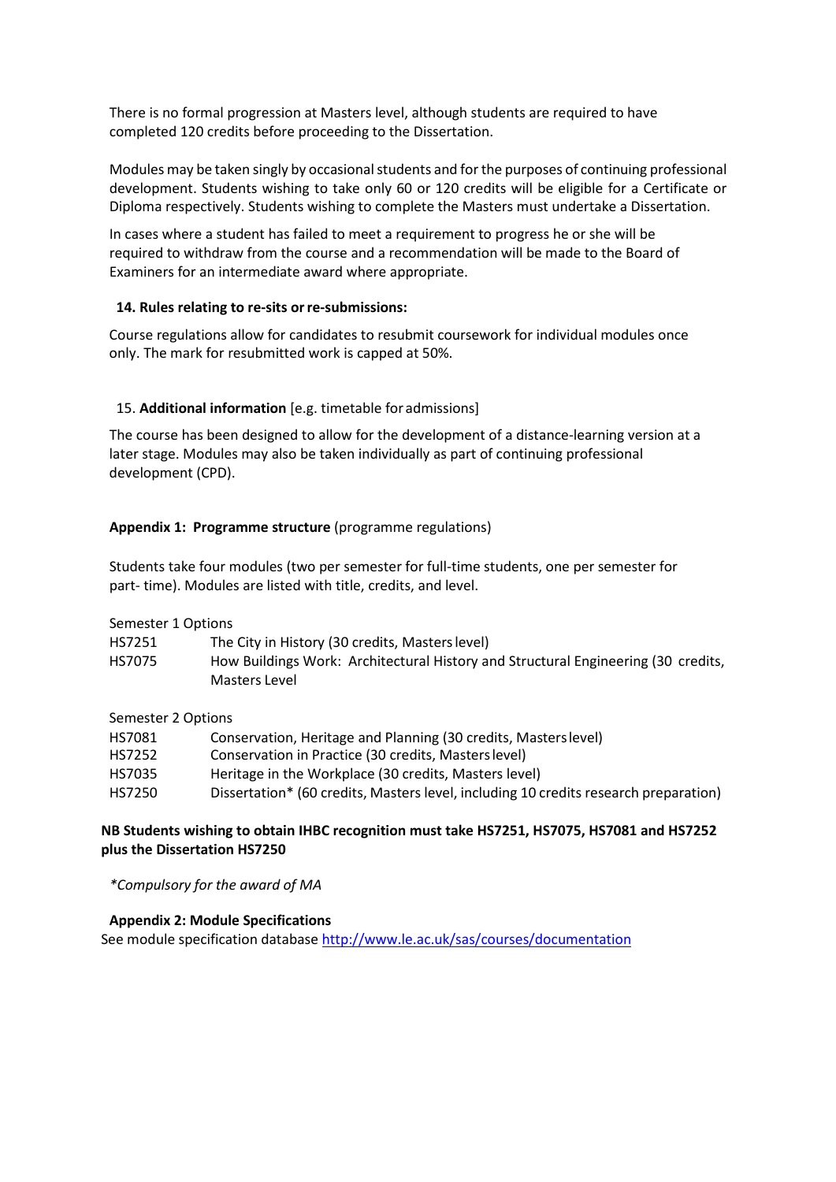There is no formal progression at Masters level, although students are required to have completed 120 credits before proceeding to the Dissertation.

Modules may be taken singly by occasional students and for the purposes of continuing professional development. Students wishing to take only 60 or 120 credits will be eligible for a Certificate or Diploma respectively. Students wishing to complete the Masters must undertake a Dissertation.

In cases where a student has failed to meet a requirement to progress he or she will be required to withdraw from the course and a recommendation will be made to the Board of Examiners for an intermediate award where appropriate.

### 14. Rules relating to re-sits or re-submissions:

Course regulations allow for candidates to resubmit coursework for individual modules once only. The mark for resubmitted work is capped at 50%.

### 15. **Additional information** [e.g. timetable for admissions]

The course has been designed to allow for the development of a distance-learning version at a later stage. Modules may also be taken individually as part of continuing professional development (CPD).

### **Appendix 1: Programme structure** (programme regulations)

Students take four modules (two per semester for full-time students, one per semester for part- time). Modules are listed with title, credits, and level.

Semester 1 Options

| | |
|---|---|
| HS7251 | The City in History (30 credits, Masters level) |
| HS7075 | How Buildings Work: Architectural History and Structural Engineering (30 credits, Masters Level |

Semester 2 Options

| | |
|---|---|
| HS7081 | Conservation, Heritage and Planning (30 credits, Masters level) |
| HS7252 | Conservation in Practice (30 credits, Masters level) |
| HS7035 | Heritage in the Workplace (30 credits, Masters level) |
| HS7250 | Dissertation* (60 credits, Masters level, including 10 credits research preparation) |

**NB Students wishing to obtain IHBC recognition must take HS7251, HS7075, HS7081 and HS7252 plus the Dissertation HS7250**

*\*Compulsory for the award of MA*

### Appendix 2: Module Specifications

See module specification database http://www.le.ac.uk/sas/courses/documentation